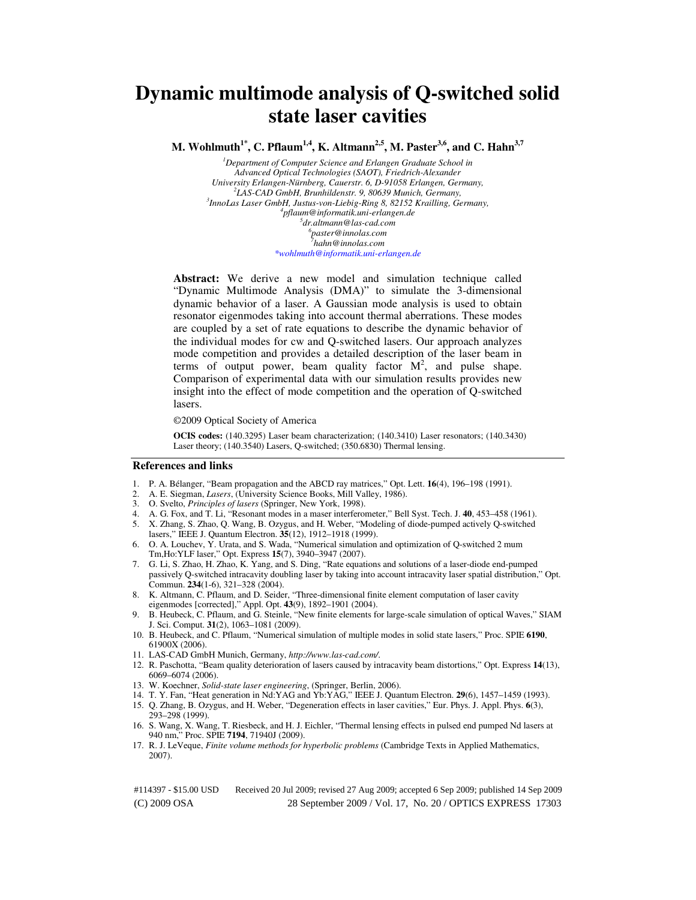# Dynamic multimode analysis of Q-switched solid state laser cavities

**M. Wohlmuth[1*], C. Pflaum[1,4], K. Altmann[2,5], M. Paster[3,6], and C. Hahn[3,7]**

[1]*Department of Computer Science and Erlangen Graduate School in Advanced Optical Technologies (SAOT), Friedrich-Alexander University Erlangen-Nürnberg, Cauerstr. 6, D-91058 Erlangen, Germany,*
[2]*LAS-CAD GmbH, Brunhildenstr. 9, 80639 Munich, Germany,*
[3]*InnoLas Laser GmbH, Justus-von-Liebig-Ring 8, 82152 Krailling, Germany,*
[4]*pflaum@informatik.uni-erlangen.de*
[5]*dr.altmann@las-cad.com*
[6]*paster@innolas.com*
[7]*hahn@innolas.com*
*\*wohlmuth@informatik.uni-erlangen.de*

**Abstract:** We derive a new model and simulation technique called "Dynamic Multimode Analysis (DMA)" to simulate the 3-dimensional dynamic behavior of a laser. A Gaussian mode analysis is used to obtain resonator eigenmodes taking into account thermal aberrations. These modes are coupled by a set of rate equations to describe the dynamic behavior of the individual modes for cw and Q-switched lasers. Our approach analyzes mode competition and provides a detailed description of the laser beam in terms of output power, beam quality factor $M^2$, and pulse shape. Comparison of experimental data with our simulation results provides new insight into the effect of mode competition and the operation of Q-switched lasers.

©2009 Optical Society of America

**OCIS codes:** (140.3295) Laser beam characterization; (140.3410) Laser resonators; (140.3430) Laser theory; (140.3540) Lasers, Q-switched; (350.6830) Thermal lensing.

## References and links

1. P. A. Bélanger, "Beam propagation and the ABCD ray matrices," Opt. Lett. **16**(4), 196–198 (1991).
2. A. E. Siegman, *Lasers*, (University Science Books, Mill Valley, 1986).
3. O. Svelto, *Principles of lasers* (Springer, New York, 1998).
4. A. G. Fox, and T. Li, "Resonant modes in a maser interferometer," Bell Syst. Tech. J. **40**, 453–458 (1961).
5. X. Zhang, S. Zhao, Q. Wang, B. Ozygus, and H. Weber, "Modeling of diode-pumped actively Q-switched lasers," IEEE J. Quantum Electron. **35**(12), 1912–1918 (1999).
6. O. A. Louchev, Y. Urata, and S. Wada, "Numerical simulation and optimization of Q-switched 2 mum Tm,Ho:YLF laser," Opt. Express **15**(7), 3940–3947 (2007).
7. G. Li, S. Zhao, H. Zhao, K. Yang, and S. Ding, "Rate equations and solutions of a laser-diode end-pumped passively Q-switched intracavity doubling laser by taking into account intracavity laser spatial distribution," Opt. Commun. **234**(1-6), 321–328 (2004).
8. K. Altmann, C. Pflaum, and D. Seider, "Three-dimensional finite element computation of laser cavity eigenmodes [corrected]," Appl. Opt. **43**(9), 1892–1901 (2004).
9. B. Heubeck, C. Pflaum, and G. Steinle, "New finite elements for large-scale simulation of optical Waves," SIAM J. Sci. Comput. **31**(2), 1063–1081 (2009).
10. B. Heubeck, and C. Pflaum, "Numerical simulation of multiple modes in solid state lasers," Proc. SPIE **6190**, 61900X (2006).
11. LAS-CAD GmbH Munich, Germany, *http://www.las-cad.com/*.
12. R. Paschotta, "Beam quality deterioration of lasers caused by intracavity beam distortions," Opt. Express **14**(13), 6069–6074 (2006).
13. W. Koechner, *Solid-state laser engineering*, (Springer, Berlin, 2006).
14. T. Y. Fan, "Heat generation in Nd:YAG and Yb:YAG," IEEE J. Quantum Electron. **29**(6), 1457–1459 (1993).
15. Q. Zhang, B. Ozygus, and H. Weber, "Degeneration effects in laser cavities," Eur. Phys. J. Appl. Phys. **6**(3), 293–298 (1999).
16. S. Wang, X. Wang, T. Riesbeck, and H. J. Eichler, "Thermal lensing effects in pulsed end pumped Nd lasers at 940 nm," Proc. SPIE **7194**, 71940J (2009).
17. R. J. LeVeque, *Finite volume methods for hyperbolic problems* (Cambridge Texts in Applied Mathematics, 2007).

#114397 - $15.00 USD Received 20 Jul 2009; revised 27 Aug 2009; accepted 6 Sep 2009; published 14 Sep 2009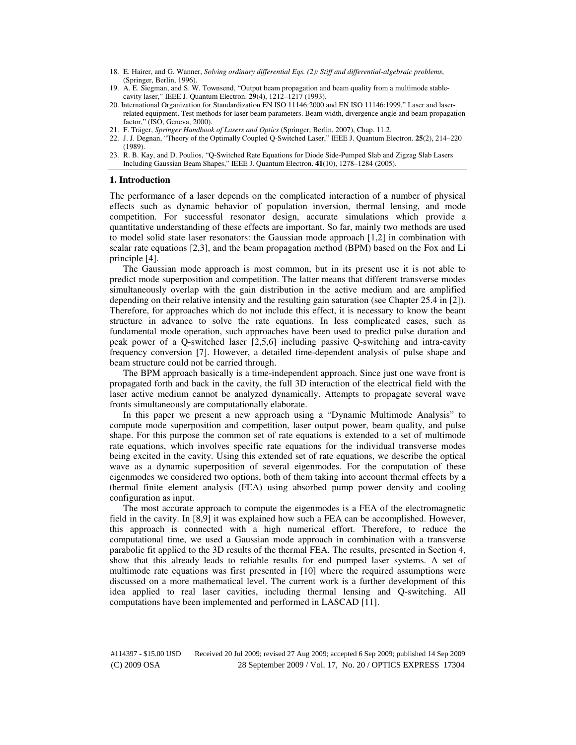18. E. Hairer, and G. Wanner, *Solving ordinary differential Eqs. (2): Stiff and differential-algebraic problems*, (Springer, Berlin, 1996).
19. A. E. Siegman, and S. W. Townsend, "Output beam propagation and beam quality from a multimode stable-cavity laser," IEEE J. Quantum Electron. **29**(4), 1212–1217 (1993).
20. International Organization for Standardization EN ISO 11146:2000 and EN ISO 11146:1999," Laser and laser-related equipment. Test methods for laser beam parameters. Beam width, divergence angle and beam propagation factor," (ISO, Geneva, 2000).
21. F. Träger, *Springer Handbook of Lasers and Optics* (Springer, Berlin, 2007), Chap. 11.2.
22. J. J. Degnan, "Theory of the Optimally Coupled Q-Switched Laser," IEEE J. Quantum Electron. **25**(2), 214–220 (1989).
23. R. B. Kay, and D. Poulios, "Q-Switched Rate Equations for Diode Side-Pumped Slab and Zigzag Slab Lasers Including Gaussian Beam Shapes," IEEE J. Quantum Electron. **41**(10), 1278–1284 (2005).

## 1. Introduction

The performance of a laser depends on the complicated interaction of a number of physical effects such as dynamic behavior of population inversion, thermal lensing, and mode competition. For successful resonator design, accurate simulations which provide a quantitative understanding of these effects are important. So far, mainly two methods are used to model solid state laser resonators: the Gaussian mode approach [1,2] in combination with scalar rate equations [2,3], and the beam propagation method (BPM) based on the Fox and Li principle [4].

The Gaussian mode approach is most common, but in its present use it is not able to predict mode superposition and competition. The latter means that different transverse modes simultaneously overlap with the gain distribution in the active medium and are amplified depending on their relative intensity and the resulting gain saturation (see Chapter 25.4 in [2]). Therefore, for approaches which do not include this effect, it is necessary to know the beam structure in advance to solve the rate equations. In less complicated cases, such as fundamental mode operation, such approaches have been used to predict pulse duration and peak power of a Q-switched laser [2,5,6] including passive Q-switching and intra-cavity frequency conversion [7]. However, a detailed time-dependent analysis of pulse shape and beam structure could not be carried through.

The BPM approach basically is a time-independent approach. Since just one wave front is propagated forth and back in the cavity, the full 3D interaction of the electrical field with the laser active medium cannot be analyzed dynamically. Attempts to propagate several wave fronts simultaneously are computationally elaborate.

In this paper we present a new approach using a "Dynamic Multimode Analysis" to compute mode superposition and competition, laser output power, beam quality, and pulse shape. For this purpose the common set of rate equations is extended to a set of multimode rate equations, which involves specific rate equations for the individual transverse modes being excited in the cavity. Using this extended set of rate equations, we describe the optical wave as a dynamic superposition of several eigenmodes. For the computation of these eigenmodes we considered two options, both of them taking into account thermal effects by a thermal finite element analysis (FEA) using absorbed pump power density and cooling configuration as input.

The most accurate approach to compute the eigenmodes is a FEA of the electromagnetic field in the cavity. In [8,9] it was explained how such a FEA can be accomplished. However, this approach is connected with a high numerical effort. Therefore, to reduce the computational time, we used a Gaussian mode approach in combination with a transverse parabolic fit applied to the 3D results of the thermal FEA. The results, presented in Section 4, show that this already leads to reliable results for end pumped laser systems. A set of multimode rate equations was first presented in [10] where the required assumptions were discussed on a more mathematical level. The current work is a further development of this idea applied to real laser cavities, including thermal lensing and Q-switching. All computations have been implemented and performed in LASCAD [11].

#114397 - $15.00 USD Received 20 Jul 2009; revised 27 Aug 2009; accepted 6 Sep 2009; published 14 Sep 2009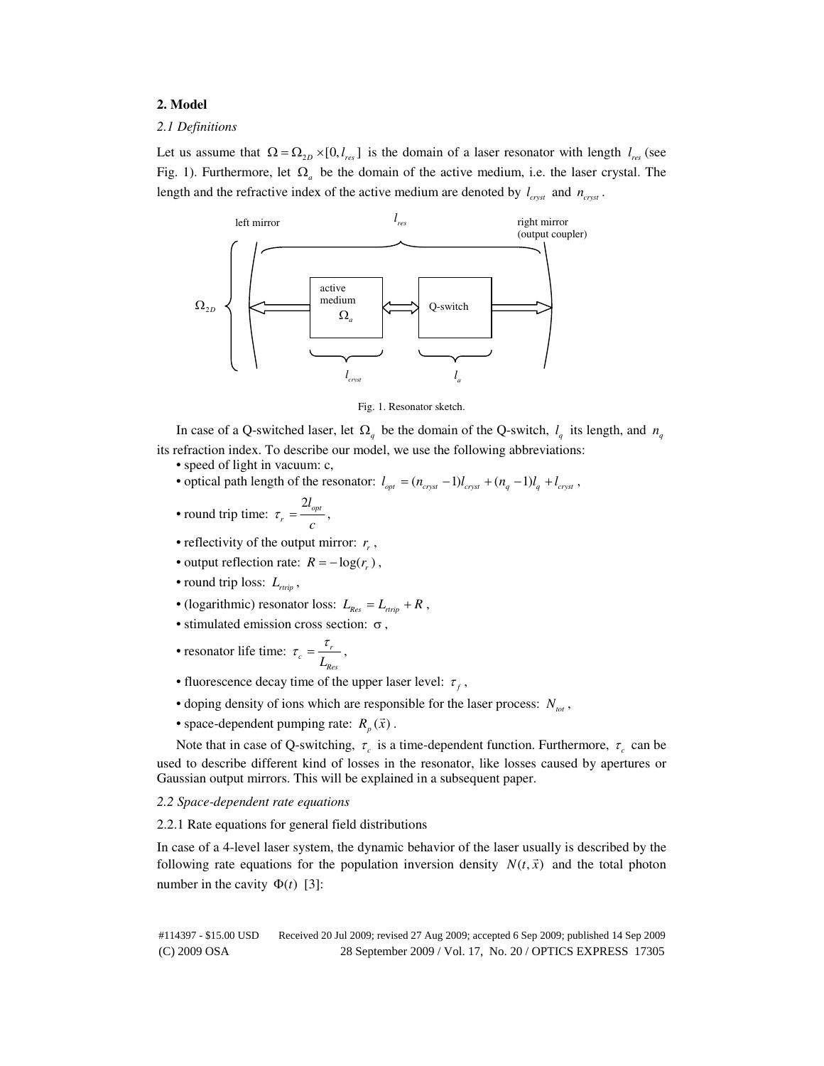**2. Model**

*2.1 Definitions*

Let us assume that $\Omega = \Omega_{2D} \times [0, l_{res}]$ is the domain of a laser resonator with length $l_{res}$ (see Fig. 1). Furthermore, let $\Omega_a$ be the domain of the active medium, i.e. the laser crystal. The length and the refractive index of the active medium are denoted by $l_{cryst}$ and $n_{cryst}$.

Fig. 1. Resonator sketch.

In case of a Q-switched laser, let $\Omega_q$ be the domain of the Q-switch, $l_q$ its length, and $n_q$ its refraction index. To describe our model, we use the following abbreviations:

- speed of light in vacuum: c,
- optical path length of the resonator: $l_{opt} = (n_{cryst} - 1)l_{cryst} + (n_q - 1)l_q + l_{cryst}$,
- round trip time: $\tau_r = \dfrac{2l_{opt}}{c}$,
- reflectivity of the output mirror: $r_r$,
- output reflection rate: $R = -\log(r_r)$,
- round trip loss: $L_{rtrip}$,
- (logarithmic) resonator loss: $L_{Res} = L_{rtrip} + R$,
- stimulated emission cross section: $\sigma$,
- resonator life time: $\tau_c = \dfrac{\tau_r}{L_{Res}}$,
- fluorescence decay time of the upper laser level: $\tau_f$,
- doping density of ions which are responsible for the laser process: $N_{tot}$,
- space-dependent pumping rate: $R_p(\vec{x})$.

Note that in case of Q-switching, $\tau_c$ is a time-dependent function. Furthermore, $\tau_c$ can be used to describe different kind of losses in the resonator, like losses caused by apertures or Gaussian output mirrors. This will be explained in a subsequent paper.

*2.2 Space-dependent rate equations*

2.2.1 Rate equations for general field distributions

In case of a 4-level laser system, the dynamic behavior of the laser usually is described by the following rate equations for the population inversion density $N(t, \vec{x})$ and the total photon number in the cavity $\Phi(t)$ [3]: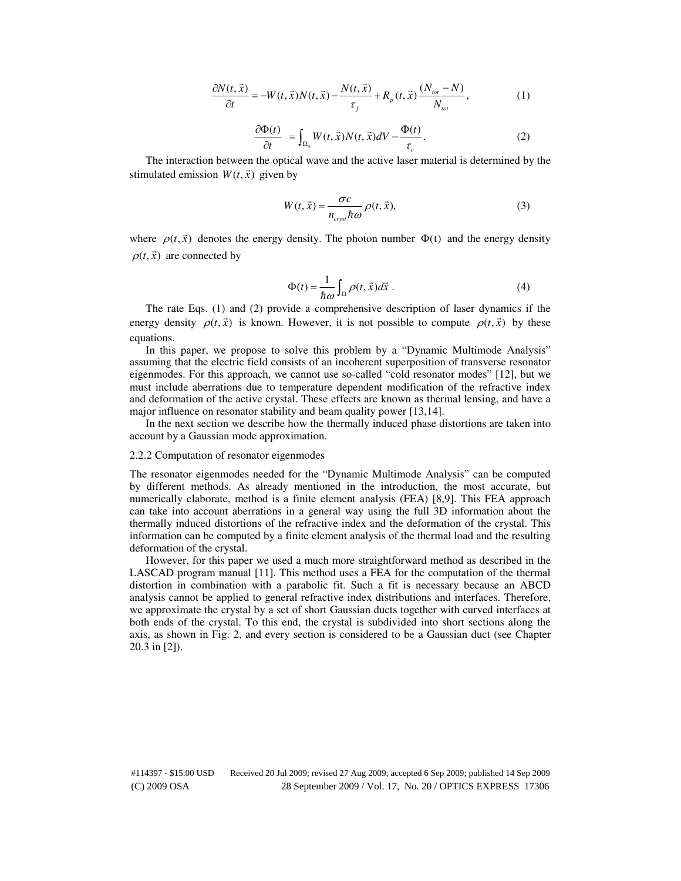$$\frac{\partial N(t,\vec{x})}{\partial t} = -W(t,\vec{x})N(t,\vec{x}) - \frac{N(t,\vec{x})}{\tau_f} + R_p(t,\vec{x})\frac{(N_{tot}-N)}{N_{tot}}, \quad (1)$$

$$\frac{\partial \Phi(t)}{\partial t} = \int_{\Omega_a} W(t,\vec{x})N(t,\vec{x})dV - \frac{\Phi(t)}{\tau_c}. \quad (2)$$

The interaction between the optical wave and the active laser material is determined by the stimulated emission $W(t,\vec{x})$ given by

$$W(t,\vec{x}) = \frac{\sigma c}{n_{cryst}\hbar\omega}\rho(t,\vec{x}), \quad (3)$$

where $\rho(t,\vec{x})$ denotes the energy density. The photon number $\Phi(t)$ and the energy density $\rho(t,\vec{x})$ are connected by

$$\Phi(t) = \frac{1}{\hbar\omega}\int_{\Omega}\rho(t,\vec{x})d\vec{x}\ . \quad (4)$$

The rate Eqs. (1) and (2) provide a comprehensive description of laser dynamics if the energy density $\rho(t,\vec{x})$ is known. However, it is not possible to compute $\rho(t,\vec{x})$ by these equations.

In this paper, we propose to solve this problem by a "Dynamic Multimode Analysis" assuming that the electric field consists of an incoherent superposition of transverse resonator eigenmodes. For this approach, we cannot use so-called "cold resonator modes" [12], but we must include aberrations due to temperature dependent modification of the refractive index and deformation of the active crystal. These effects are known as thermal lensing, and have a major influence on resonator stability and beam quality power [13,14].

In the next section we describe how the thermally induced phase distortions are taken into account by a Gaussian mode approximation.

### 2.2.2 Computation of resonator eigenmodes

The resonator eigenmodes needed for the "Dynamic Multimode Analysis" can be computed by different methods. As already mentioned in the introduction, the most accurate, but numerically elaborate, method is a finite element analysis (FEA) [8,9]. This FEA approach can take into account aberrations in a general way using the full 3D information about the thermally induced distortions of the refractive index and the deformation of the crystal. This information can be computed by a finite element analysis of the thermal load and the resulting deformation of the crystal.

However, for this paper we used a much more straightforward method as described in the LASCAD program manual [11]. This method uses a FEA for the computation of the thermal distortion in combination with a parabolic fit. Such a fit is necessary because an ABCD analysis cannot be applied to general refractive index distributions and interfaces. Therefore, we approximate the crystal by a set of short Gaussian ducts together with curved interfaces at both ends of the crystal. To this end, the crystal is subdivided into short sections along the axis, as shown in Fig. 2, and every section is considered to be a Gaussian duct (see Chapter 20.3 in [2]).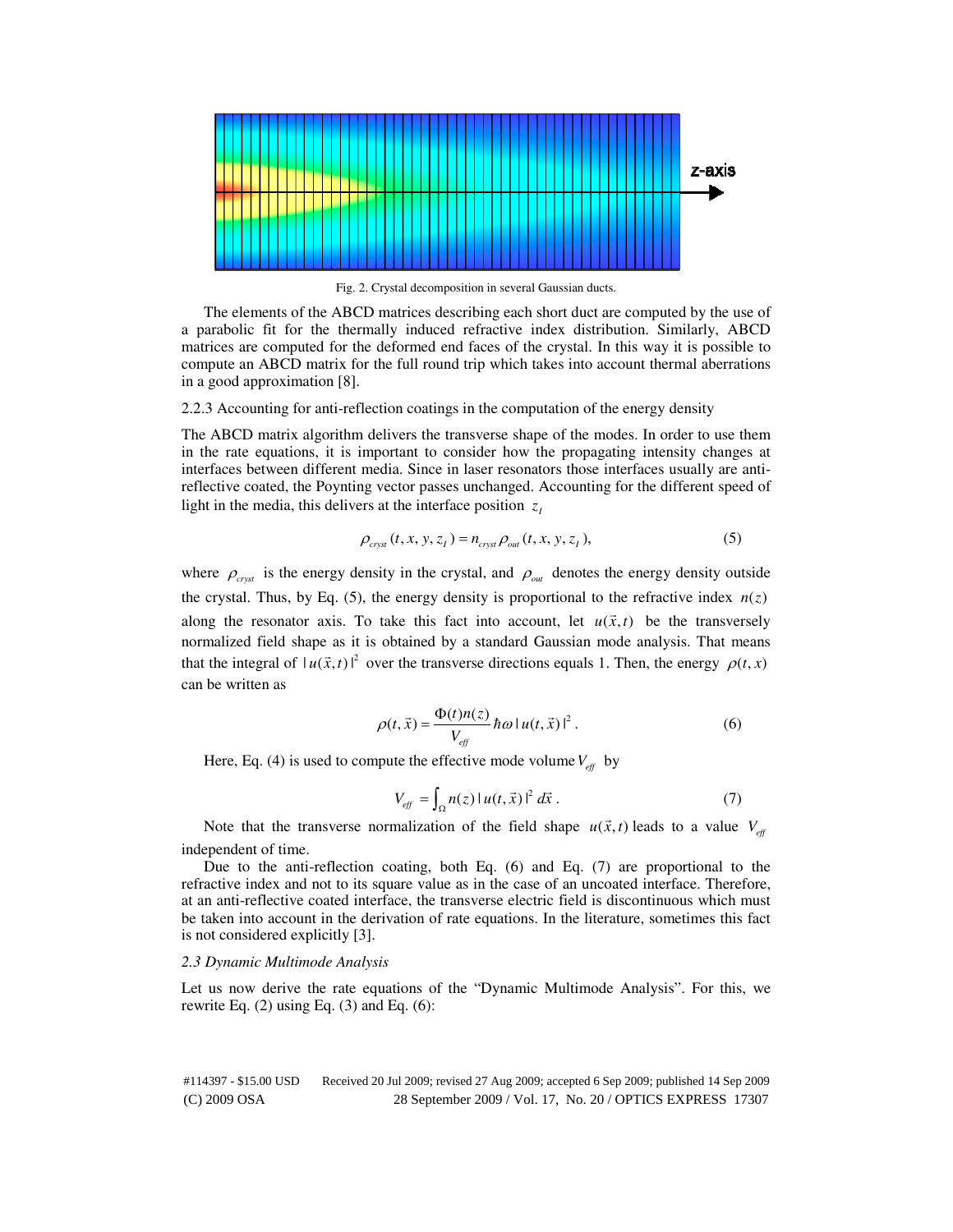Fig. 2. Crystal decomposition in several Gaussian ducts.

The elements of the ABCD matrices describing each short duct are computed by the use of a parabolic fit for the thermally induced refractive index distribution. Similarly, ABCD matrices are computed for the deformed end faces of the crystal. In this way it is possible to compute an ABCD matrix for the full round trip which takes into account thermal aberrations in a good approximation [8].

2.2.3 Accounting for anti-reflection coatings in the computation of the energy density

The ABCD matrix algorithm delivers the transverse shape of the modes. In order to use them in the rate equations, it is important to consider how the propagating intensity changes at interfaces between different media. Since in laser resonators those interfaces usually are anti-reflective coated, the Poynting vector passes unchanged. Accounting for the different speed of light in the media, this delivers at the interface position $z_I$

$$\rho_{cryst}(t, x, y, z_I) = n_{cryst}\,\rho_{out}(t, x, y, z_I), \tag{5}$$

where $\rho_{cryst}$ is the energy density in the crystal, and $\rho_{out}$ denotes the energy density outside the crystal. Thus, by Eq. (5), the energy density is proportional to the refractive index $n(z)$ along the resonator axis. To take this fact into account, let $u(\vec{x},t)$ be the transversely normalized field shape as it is obtained by a standard Gaussian mode analysis. That means that the integral of $|u(\vec{x},t)|^2$ over the transverse directions equals 1. Then, the energy $\rho(t,x)$ can be written as

$$\rho(t,\vec{x}) = \frac{\Phi(t)n(z)}{V_{eff}}\hbar\omega\,|u(t,\vec{x})|^2. \tag{6}$$

Here, Eq. (4) is used to compute the effective mode volume $V_{eff}$ by

$$V_{eff} = \int_{\Omega} n(z)\,|u(t,\vec{x})|^2\,d\vec{x}. \tag{7}$$

Note that the transverse normalization of the field shape $u(\vec{x},t)$ leads to a value $V_{eff}$ independent of time.

Due to the anti-reflection coating, both Eq. (6) and Eq. (7) are proportional to the refractive index and not to its square value as in the case of an uncoated interface. Therefore, at an anti-reflective coated interface, the transverse electric field is discontinuous which must be taken into account in the derivation of rate equations. In the literature, sometimes this fact is not considered explicitly [3].

### *2.3 Dynamic Multimode Analysis*

Let us now derive the rate equations of the "Dynamic Multimode Analysis". For this, we rewrite Eq. (2) using Eq. (3) and Eq. (6):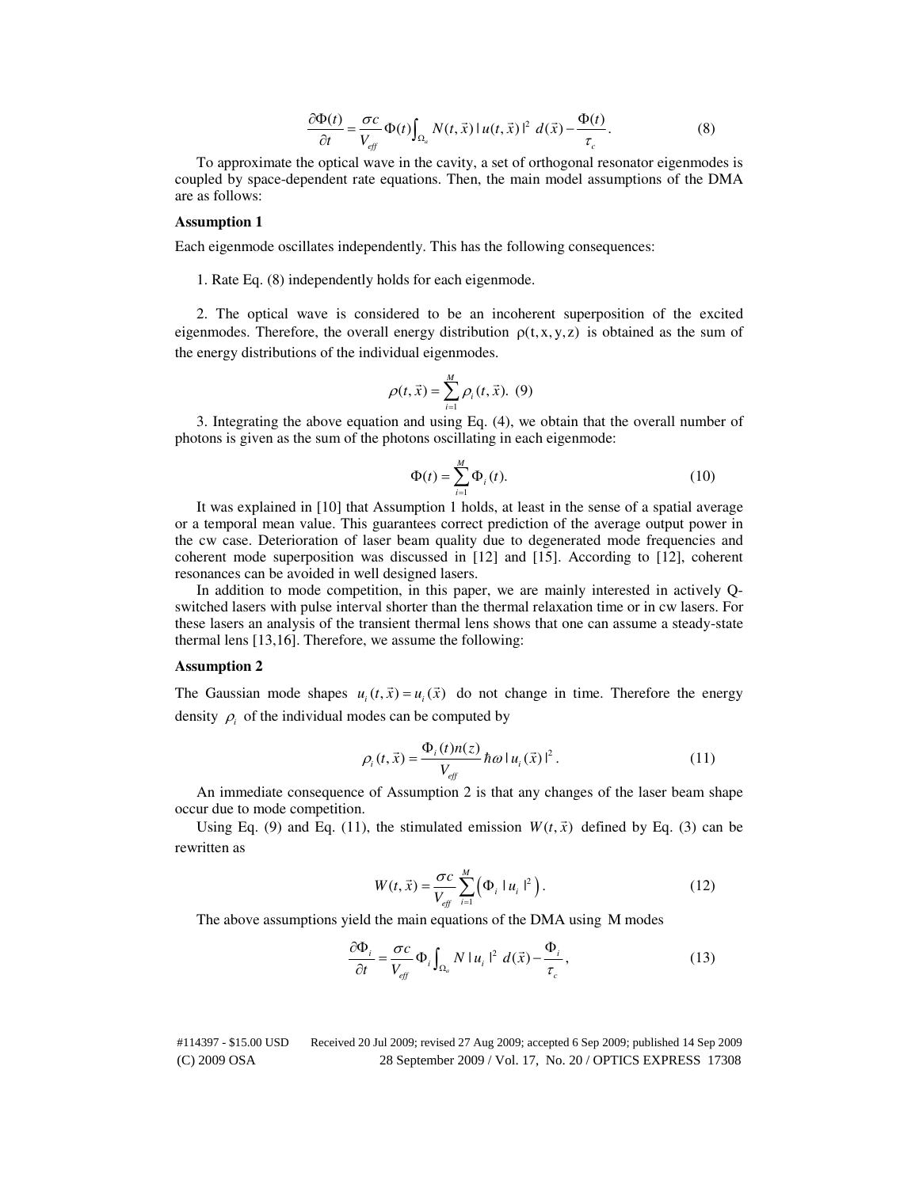$$\frac{\partial \Phi(t)}{\partial t} = \frac{\sigma c}{V_{eff}} \Phi(t) \int_{\Omega_a} N(t, \vec{x}) \,|\, u(t, \vec{x}) \,|^2 \; d(\vec{x}) - \frac{\Phi(t)}{\tau_c}. \quad (8)$$

To approximate the optical wave in the cavity, a set of orthogonal resonator eigenmodes is coupled by space-dependent rate equations. Then, the main model assumptions of the DMA are as follows:

**Assumption 1**

Each eigenmode oscillates independently. This has the following consequences:

1. Rate Eq. (8) independently holds for each eigenmode.

2. The optical wave is considered to be an incoherent superposition of the excited eigenmodes. Therefore, the overall energy distribution $\rho(t, x, y, z)$ is obtained as the sum of the energy distributions of the individual eigenmodes.

$$\rho(t, \vec{x}) = \sum_{i=1}^{M} \rho_i(t, \vec{x}). \quad (9)$$

3. Integrating the above equation and using Eq. (4), we obtain that the overall number of photons is given as the sum of the photons oscillating in each eigenmode:

$$\Phi(t) = \sum_{i=1}^{M} \Phi_i(t). \quad (10)$$

It was explained in [10] that Assumption 1 holds, at least in the sense of a spatial average or a temporal mean value. This guarantees correct prediction of the average output power in the cw case. Deterioration of laser beam quality due to degenerated mode frequencies and coherent mode superposition was discussed in [12] and [15]. According to [12], coherent resonances can be avoided in well designed lasers.

In addition to mode competition, in this paper, we are mainly interested in actively Q-switched lasers with pulse interval shorter than the thermal relaxation time or in cw lasers. For these lasers an analysis of the transient thermal lens shows that one can assume a steady-state thermal lens [13,16]. Therefore, we assume the following:

**Assumption 2**

The Gaussian mode shapes $u_i(t, \vec{x}) = u_i(\vec{x})$ do not change in time. Therefore the energy density $\rho_i$ of the individual modes can be computed by

$$\rho_i(t, \vec{x}) = \frac{\Phi_i(t) n(z)}{V_{eff}} \hbar\omega \,|\, u_i(\vec{x}) \,|^2 . \quad (11)$$

An immediate consequence of Assumption 2 is that any changes of the laser beam shape occur due to mode competition.

Using Eq. (9) and Eq. (11), the stimulated emission $W(t, \vec{x})$ defined by Eq. (3) can be rewritten as

$$W(t, \vec{x}) = \frac{\sigma c}{V_{eff}} \sum_{i=1}^{M} \left( \Phi_i \,|\, u_i \,|^2 \right). \quad (12)$$

The above assumptions yield the main equations of the DMA using M modes

$$\frac{\partial \Phi_i}{\partial t} = \frac{\sigma c}{V_{eff}} \Phi_i \int_{\Omega_a} N \,|\, u_i \,|^2 \; d(\vec{x}) - \frac{\Phi_i}{\tau_c}, \quad (13)$$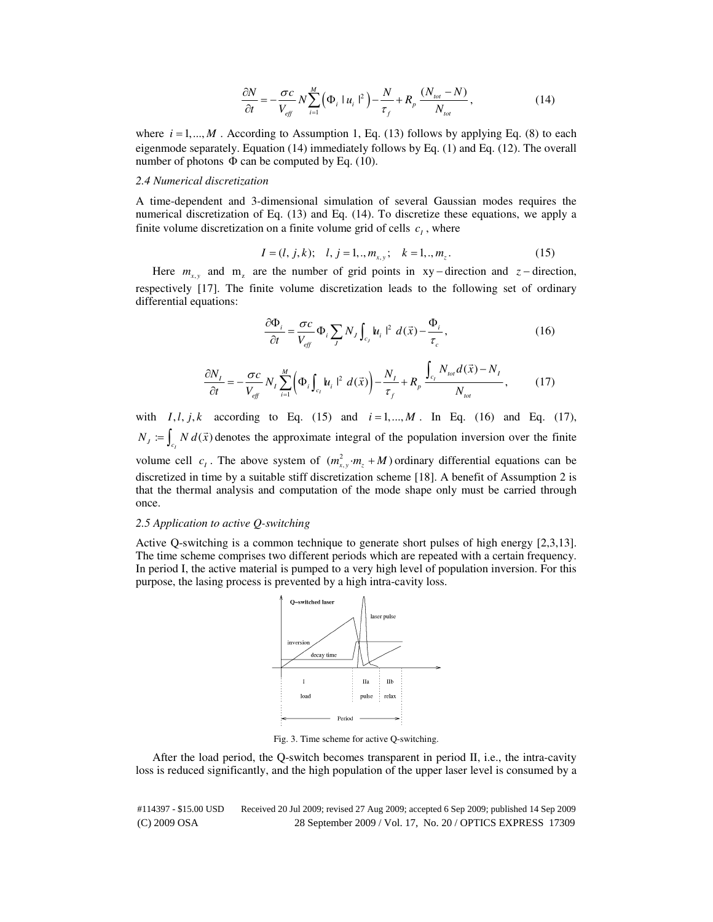$$\frac{\partial N}{\partial t} = -\frac{\sigma c}{V_{eff}} N \sum_{i=1}^{M} \left( \Phi_i \, | u_i |^2 \right) - \frac{N}{\tau_f} + R_p \frac{(N_{tot} - N)}{N_{tot}}, \tag{14}$$

where $i = 1,...,M$. According to Assumption 1, Eq. (13) follows by applying Eq. (8) to each eigenmode separately. Equation (14) immediately follows by Eq. (1) and Eq. (12). The overall number of photons $\Phi$ can be computed by Eq. (10).

*2.4 Numerical discretization*

A time-dependent and 3-dimensional simulation of several Gaussian modes requires the numerical discretization of Eq. (13) and Eq. (14). To discretize these equations, we apply a finite volume discretization on a finite volume grid of cells $c_I$, where

$$I = (l,\, j,\, k); \quad l,\, j = 1,.., m_{x,y}; \quad k = 1,.., m_z. \tag{15}$$

Here $m_{x,y}$ and $m_z$ are the number of grid points in xy − direction and $z$ − direction, respectively [17]. The finite volume discretization leads to the following set of ordinary differential equations:

$$\frac{\partial \Phi_i}{\partial t} = \frac{\sigma c}{V_{eff}} \Phi_i \sum_J N_J \int_{c_J} |u_i|^2 \, d(\vec{x}) - \frac{\Phi_i}{\tau_c}, \tag{16}$$

$$\frac{\partial N_I}{\partial t} = -\frac{\sigma c}{V_{eff}} N_I \sum_{i=1}^{M} \left( \Phi_i \int_{c_I} |u_i|^2 \, d(\vec{x}) \right) - \frac{N_I}{\tau_f} + R_p \frac{\int_{c_I} N_{tot} \, d(\vec{x}) - N_I}{N_{tot}}, \tag{17}$$

with $I, l, j, k$ according to Eq. (15) and $i = 1,...,M$. In Eq. (16) and Eq. (17), $N_J := \int_{c_I} N \, d(\vec{x})$ denotes the approximate integral of the population inversion over the finite volume cell $c_I$. The above system of $(m_{x,y}^2 \cdot m_z + M)$ ordinary differential equations can be discretized in time by a suitable stiff discretization scheme [18]. A benefit of Assumption 2 is that the thermal analysis and computation of the mode shape only must be carried through once.

*2.5 Application to active Q-switching*

Active Q-switching is a common technique to generate short pulses of high energy [2,3,13]. The time scheme comprises two different periods which are repeated with a certain frequency. In period I, the active material is pumped to a very high level of population inversion. For this purpose, the lasing process is prevented by a high intra-cavity loss.

Fig. 3. Time scheme for active Q-switching.

After the load period, the Q-switch becomes transparent in period II, i.e., the intra-cavity loss is reduced significantly, and the high population of the upper laser level is consumed by a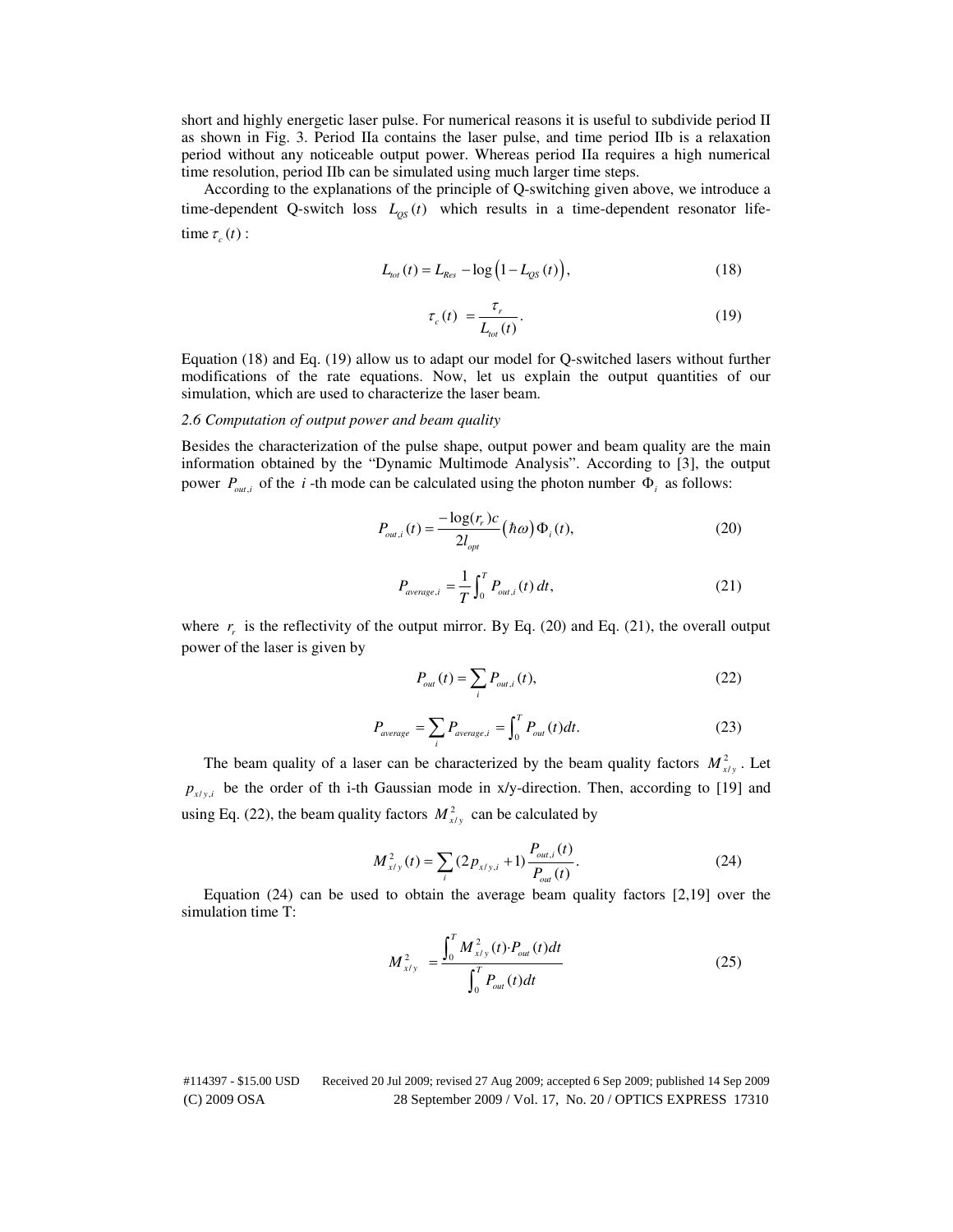short and highly energetic laser pulse. For numerical reasons it is useful to subdivide period II as shown in Fig. 3. Period IIa contains the laser pulse, and time period IIb is a relaxation period without any noticeable output power. Whereas period IIa requires a high numerical time resolution, period IIb can be simulated using much larger time steps.

According to the explanations of the principle of Q-switching given above, we introduce a time-dependent Q-switch loss $L_{QS}(t)$ which results in a time-dependent resonator life-time $\tau_c(t)$:

$$L_{tot}(t) = L_{Res} - \log\left(1 - L_{QS}(t)\right), \tag{18}$$

$$\tau_c(t) = \frac{\tau_r}{L_{tot}(t)}. \tag{19}$$

Equation (18) and Eq. (19) allow us to adapt our model for Q-switched lasers without further modifications of the rate equations. Now, let us explain the output quantities of our simulation, which are used to characterize the laser beam.

*2.6 Computation of output power and beam quality*

Besides the characterization of the pulse shape, output power and beam quality are the main information obtained by the "Dynamic Multimode Analysis". According to [3], the output power $P_{out,i}$ of the $i$ -th mode can be calculated using the photon number $\Phi_i$ as follows:

$$P_{out,i}(t) = \frac{-\log(r_r)c}{2l_{opt}}\left(\hbar\omega\right)\Phi_i(t), \tag{20}$$

$$P_{average,i} = \frac{1}{T}\int_0^T P_{out,i}(t)\,dt, \tag{21}$$

where $r_r$ is the reflectivity of the output mirror. By Eq. (20) and Eq. (21), the overall output power of the laser is given by

$$P_{out}(t) = \sum_i P_{out,i}(t), \tag{22}$$

$$P_{average} = \sum_i P_{average,i} = \int_0^T P_{out}(t)dt. \tag{23}$$

The beam quality of a laser can be characterized by the beam quality factors $M^2_{x/y}$. Let $p_{x/y,i}$ be the order of th i-th Gaussian mode in x/y-direction. Then, according to [19] and using Eq. (22), the beam quality factors $M^2_{x/y}$ can be calculated by

$$M^2_{x/y}(t) = \sum_i (2p_{x/y,i} + 1)\frac{P_{out,i}(t)}{P_{out}(t)}. \tag{24}$$

Equation (24) can be used to obtain the average beam quality factors [2,19] over the simulation time T:

$$M^2_{x/y} = \frac{\int_0^T M^2_{x/y}(t)\cdot P_{out}(t)dt}{\int_0^T P_{out}(t)dt} \tag{25}$$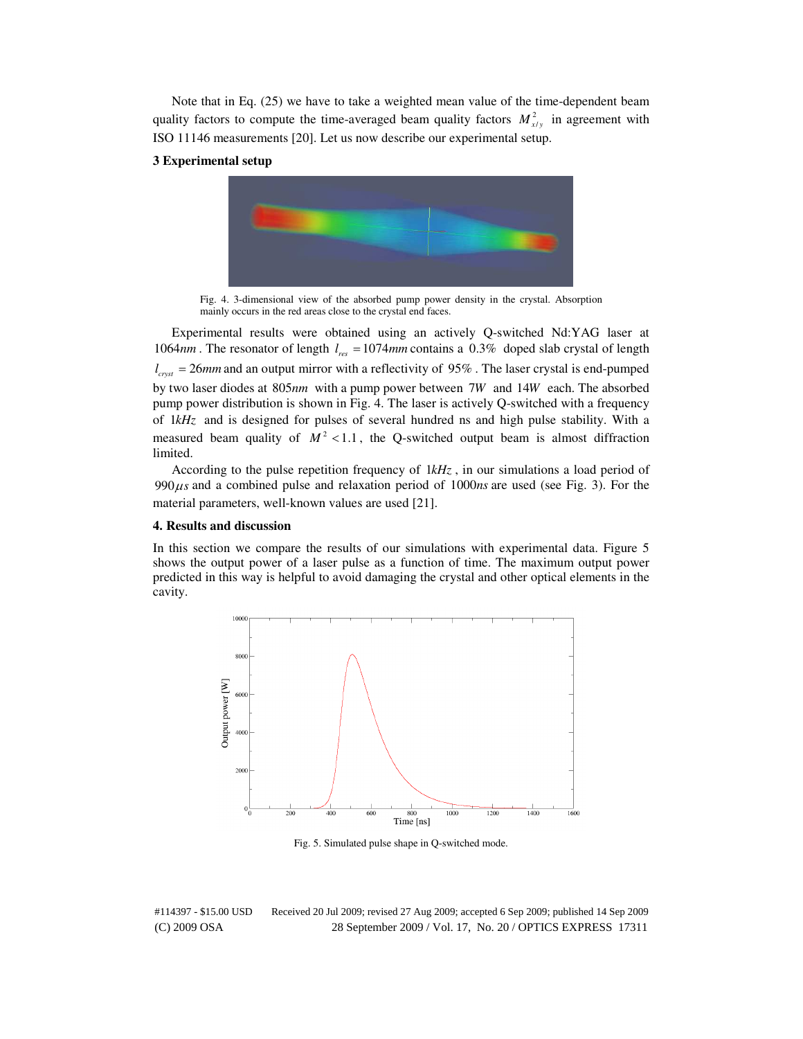Note that in Eq. (25) we have to take a weighted mean value of the time-dependent beam quality factors to compute the time-averaged beam quality factors $M^2_{x/y}$ in agreement with ISO 11146 measurements [20]. Let us now describe our experimental setup.

### 3 Experimental setup

Fig. 4. 3-dimensional view of the absorbed pump power density in the crystal. Absorption mainly occurs in the red areas close to the crystal end faces.

Experimental results were obtained using an actively Q-switched Nd:YAG laser at $1064nm$. The resonator of length $l_{res} = 1074mm$ contains a $0.3\%$ doped slab crystal of length $l_{cryst} = 26mm$ and an output mirror with a reflectivity of $95\%$. The laser crystal is end-pumped by two laser diodes at $805nm$ with a pump power between $7W$ and $14W$ each. The absorbed pump power distribution is shown in Fig. 4. The laser is actively Q-switched with a frequency of $1kHz$ and is designed for pulses of several hundred ns and high pulse stability. With a measured beam quality of $M^2 < 1.1$, the Q-switched output beam is almost diffraction limited.

According to the pulse repetition frequency of $1kHz$, in our simulations a load period of $990\mu s$ and a combined pulse and relaxation period of $1000ns$ are used (see Fig. 3). For the material parameters, well-known values are used [21].

### 4. Results and discussion

In this section we compare the results of our simulations with experimental data. Figure 5 shows the output power of a laser pulse as a function of time. The maximum output power predicted in this way is helpful to avoid damaging the crystal and other optical elements in the cavity.

Fig. 5. Simulated pulse shape in Q-switched mode.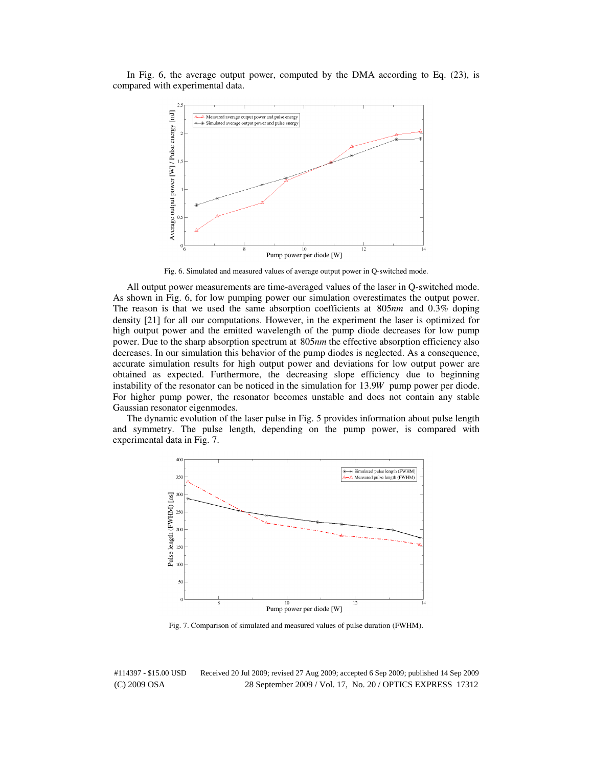In Fig. 6, the average output power, computed by the DMA according to Eq. (23), is compared with experimental data.

Fig. 6. Simulated and measured values of average output power in Q-switched mode.

All output power measurements are time-averaged values of the laser in Q-switched mode. As shown in Fig. 6, for low pumping power our simulation overestimates the output power. The reason is that we used the same absorption coefficients at $805nm$ and 0.3% doping density [21] for all our computations. However, in the experiment the laser is optimized for high output power and the emitted wavelength of the pump diode decreases for low pump power. Due to the sharp absorption spectrum at $805nm$ the effective absorption efficiency also decreases. In our simulation this behavior of the pump diodes is neglected. As a consequence, accurate simulation results for high output power and deviations for low output power are obtained as expected. Furthermore, the decreasing slope efficiency due to beginning instability of the resonator can be noticed in the simulation for $13.9W$ pump power per diode. For higher pump power, the resonator becomes unstable and does not contain any stable Gaussian resonator eigenmodes.

The dynamic evolution of the laser pulse in Fig. 5 provides information about pulse length and symmetry. The pulse length, depending on the pump power, is compared with experimental data in Fig. 7.

Fig. 7. Comparison of simulated and measured values of pulse duration (FWHM).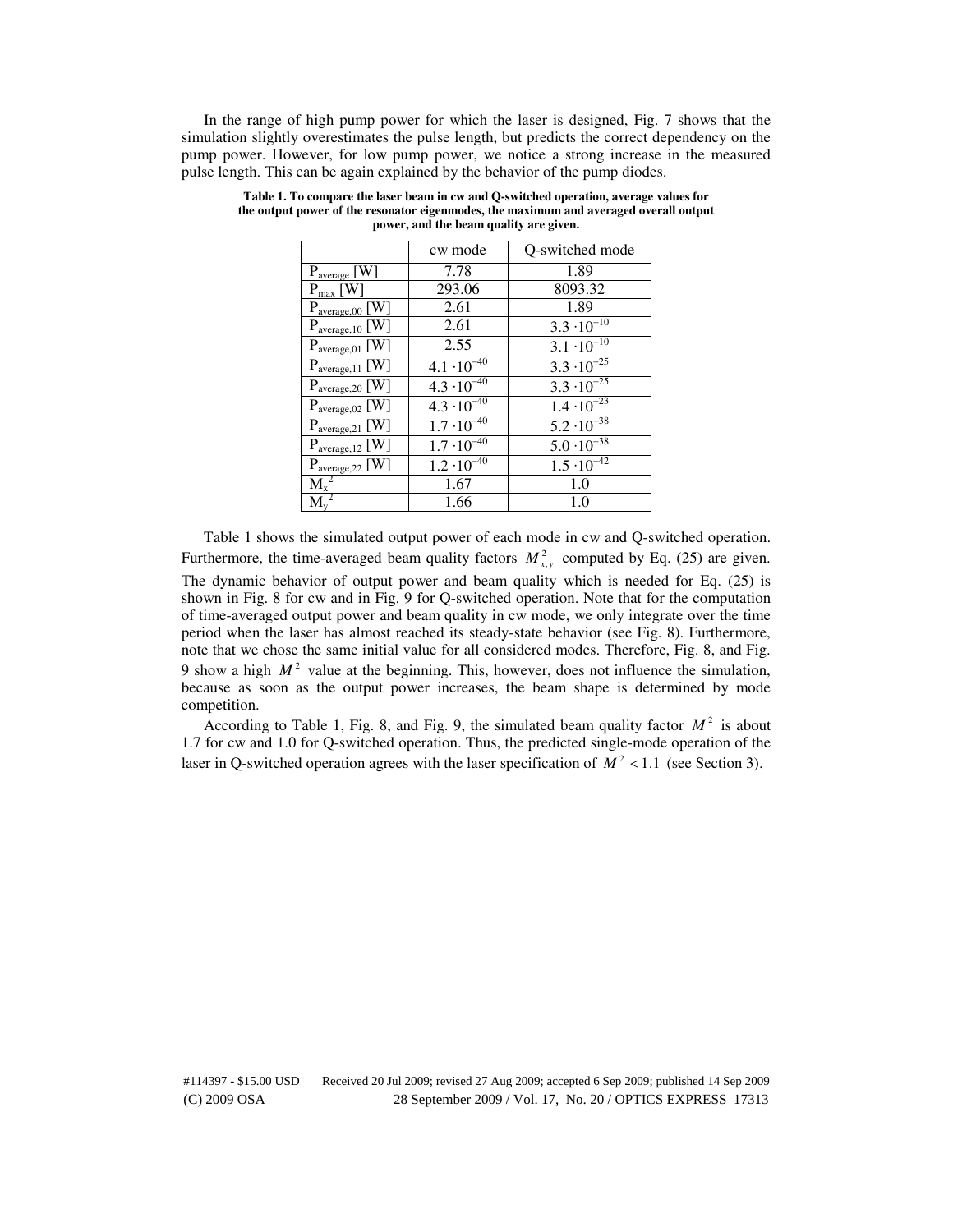In the range of high pump power for which the laser is designed, Fig. 7 shows that the simulation slightly overestimates the pulse length, but predicts the correct dependency on the pump power. However, for low pump power, we notice a strong increase in the measured pulse length. This can be again explained by the behavior of the pump diodes.

**Table 1. To compare the laser beam in cw and Q-switched operation, average values for the output power of the resonator eigenmodes, the maximum and averaged overall output power, and the beam quality are given.**

| | cw mode | Q-switched mode |
|---|---|---|
| $P_{average}$ [W] | 7.78 | 1.89 |
| $P_{max}$ [W] | 293.06 | 8093.32 |
| $P_{average,00}$ [W] | 2.61 | 1.89 |
| $P_{average,10}$ [W] | 2.61 | $3.3 \cdot 10^{-10}$ |
| $P_{average,01}$ [W] | 2.55 | $3.1 \cdot 10^{-10}$ |
| $P_{average,11}$ [W] | $4.1 \cdot 10^{-40}$ | $3.3 \cdot 10^{-25}$ |
| $P_{average,20}$ [W] | $4.3 \cdot 10^{-40}$ | $3.3 \cdot 10^{-25}$ |
| $P_{average,02}$ [W] | $4.3 \cdot 10^{-40}$ | $1.4 \cdot 10^{-23}$ |
| $P_{average,21}$ [W] | $1.7 \cdot 10^{-40}$ | $5.2 \cdot 10^{-38}$ |
| $P_{average,12}$ [W] | $1.7 \cdot 10^{-40}$ | $5.0 \cdot 10^{-38}$ |
| $P_{average,22}$ [W] | $1.2 \cdot 10^{-40}$ | $1.5 \cdot 10^{-42}$ |
| $M_x^2$ | 1.67 | 1.0 |
| $M_y^2$ | 1.66 | 1.0 |

Table 1 shows the simulated output power of each mode in cw and Q-switched operation. Furthermore, the time-averaged beam quality factors $M_{x,y}^2$ computed by Eq. (25) are given. The dynamic behavior of output power and beam quality which is needed for Eq. (25) is shown in Fig. 8 for cw and in Fig. 9 for Q-switched operation. Note that for the computation of time-averaged output power and beam quality in cw mode, we only integrate over the time period when the laser has almost reached its steady-state behavior (see Fig. 8). Furthermore, note that we chose the same initial value for all considered modes. Therefore, Fig. 8, and Fig. 9 show a high $M^2$ value at the beginning. This, however, does not influence the simulation, because as soon as the output power increases, the beam shape is determined by mode competition.

According to Table 1, Fig. 8, and Fig. 9, the simulated beam quality factor $M^2$ is about 1.7 for cw and 1.0 for Q-switched operation. Thus, the predicted single-mode operation of the laser in Q-switched operation agrees with the laser specification of $M^2 < 1.1$ (see Section 3).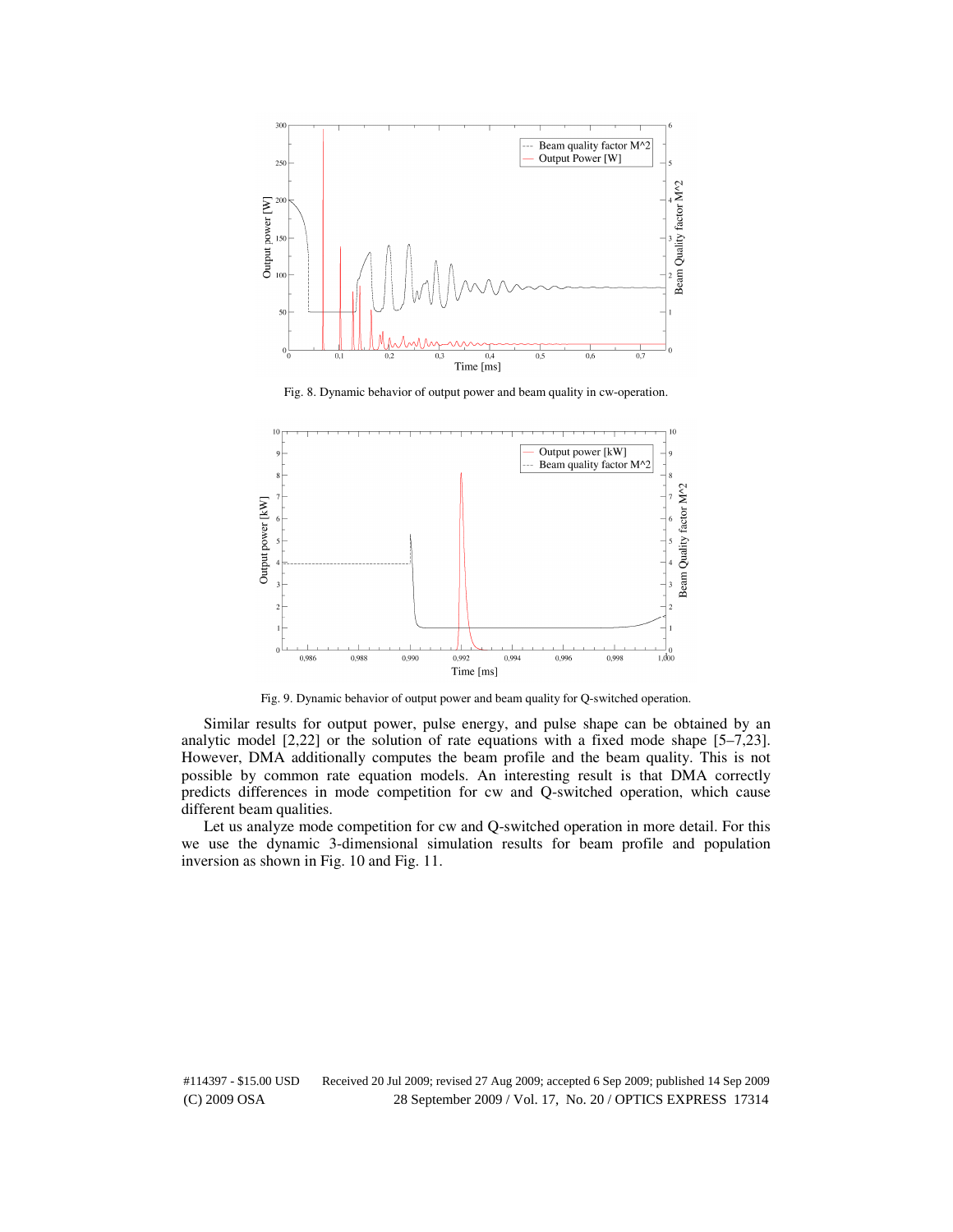Fig. 8. Dynamic behavior of output power and beam quality in cw-operation.

Fig. 9. Dynamic behavior of output power and beam quality for Q-switched operation.

Similar results for output power, pulse energy, and pulse shape can be obtained by an analytic model [2,22] or the solution of rate equations with a fixed mode shape [5–7,23]. However, DMA additionally computes the beam profile and the beam quality. This is not possible by common rate equation models. An interesting result is that DMA correctly predicts differences in mode competition for cw and Q-switched operation, which cause different beam qualities.

Let us analyze mode competition for cw and Q-switched operation in more detail. For this we use the dynamic 3-dimensional simulation results for beam profile and population inversion as shown in Fig. 10 and Fig. 11.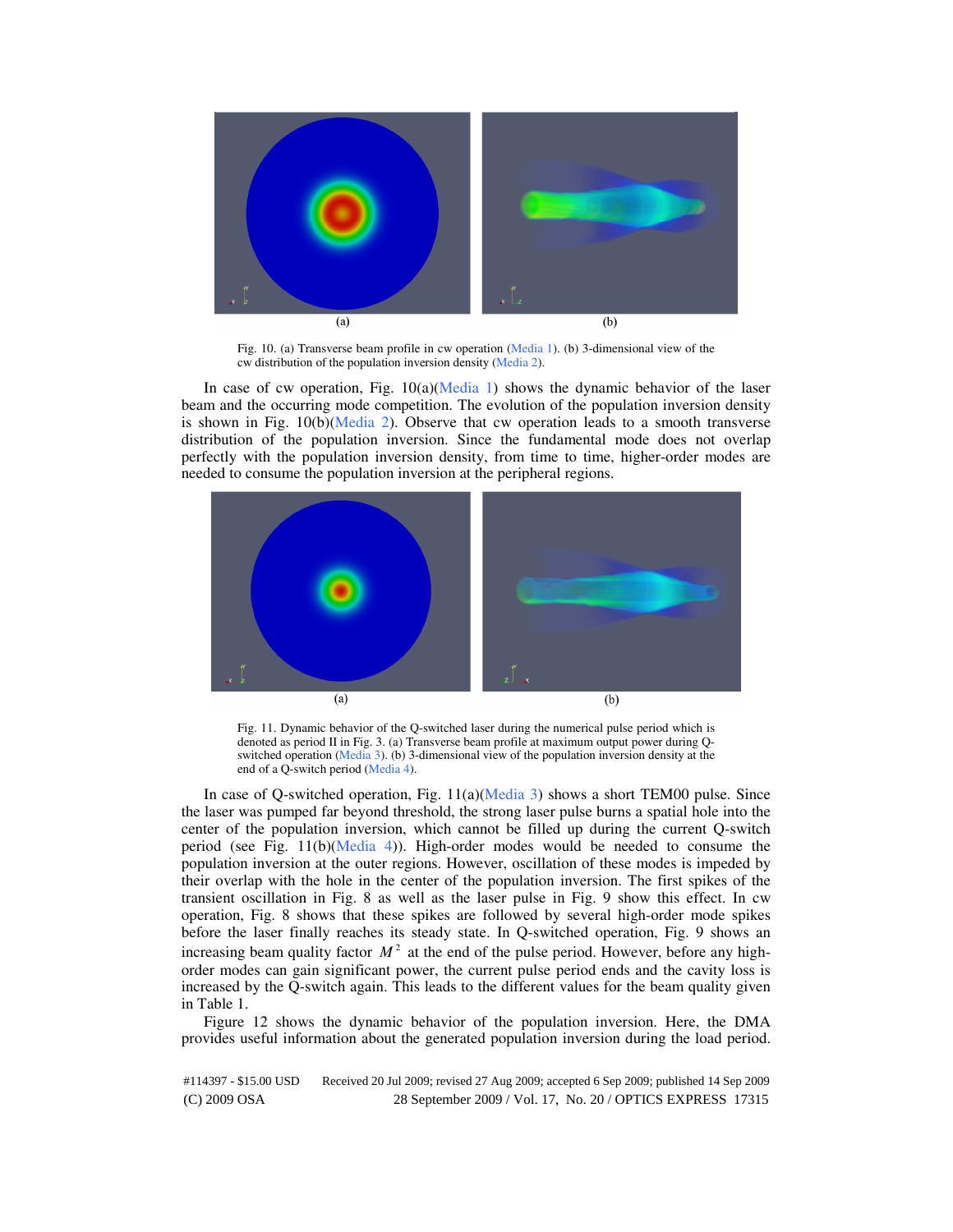(a) (b)

Fig. 10. (a) Transverse beam profile in cw operation (Media 1). (b) 3-dimensional view of the cw distribution of the population inversion density (Media 2).

In case of cw operation, Fig. 10(a)(Media 1) shows the dynamic behavior of the laser beam and the occurring mode competition. The evolution of the population inversion density is shown in Fig. 10(b)(Media 2). Observe that cw operation leads to a smooth transverse distribution of the population inversion. Since the fundamental mode does not overlap perfectly with the population inversion density, from time to time, higher-order modes are needed to consume the population inversion at the peripheral regions.

(a) (b)

Fig. 11. Dynamic behavior of the Q-switched laser during the numerical pulse period which is denoted as period II in Fig. 3. (a) Transverse beam profile at maximum output power during Q-switched operation (Media 3). (b) 3-dimensional view of the population inversion density at the end of a Q-switch period (Media 4).

In case of Q-switched operation, Fig. 11(a)(Media 3) shows a short TEM00 pulse. Since the laser was pumped far beyond threshold, the strong laser pulse burns a spatial hole into the center of the population inversion, which cannot be filled up during the current Q-switch period (see Fig. 11(b)(Media 4)). High-order modes would be needed to consume the population inversion at the outer regions. However, oscillation of these modes is impeded by their overlap with the hole in the center of the population inversion. The first spikes of the transient oscillation in Fig. 8 as well as the laser pulse in Fig. 9 show this effect. In cw operation, Fig. 8 shows that these spikes are followed by several high-order mode spikes before the laser finally reaches its steady state. In Q-switched operation, Fig. 9 shows an increasing beam quality factor $M^2$ at the end of the pulse period. However, before any high-order modes can gain significant power, the current pulse period ends and the cavity loss is increased by the Q-switch again. This leads to the different values for the beam quality given in Table 1.

Figure 12 shows the dynamic behavior of the population inversion. Here, the DMA provides useful information about the generated population inversion during the load period.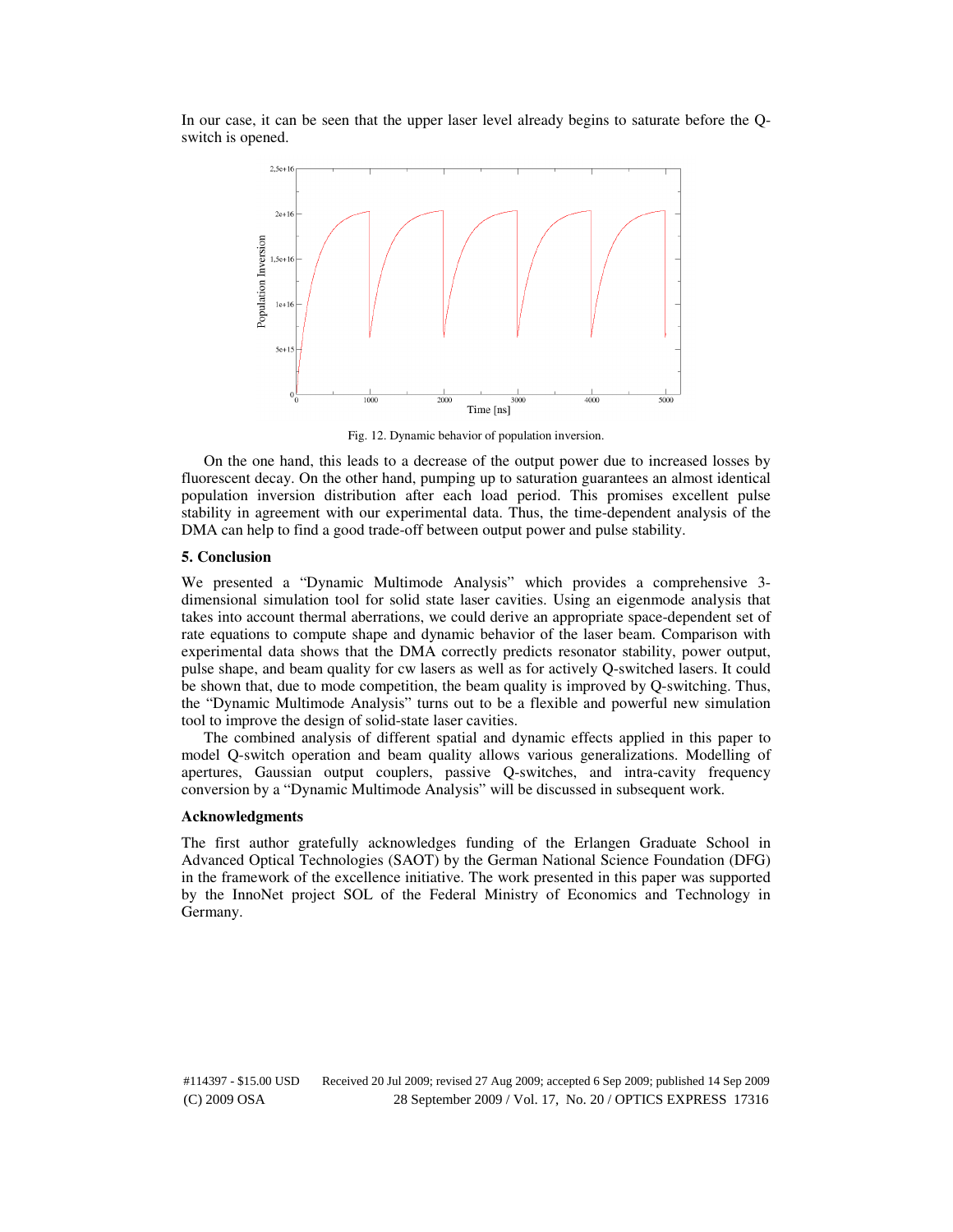In our case, it can be seen that the upper laser level already begins to saturate before the Q-switch is opened.

2,5e+16
2e+16
1,5e+16
1e+16
5e+15
0
Population Inversion
0
1000
2000
3000
4000
5000
Time [ns]

Fig. 12. Dynamic behavior of population inversion.

On the one hand, this leads to a decrease of the output power due to increased losses by fluorescent decay. On the other hand, pumping up to saturation guarantees an almost identical population inversion distribution after each load period. This promises excellent pulse stability in agreement with our experimental data. Thus, the time-dependent analysis of the DMA can help to find a good trade-off between output power and pulse stability.

## 5. Conclusion

We presented a "Dynamic Multimode Analysis" which provides a comprehensive 3-dimensional simulation tool for solid state laser cavities. Using an eigenmode analysis that takes into account thermal aberrations, we could derive an appropriate space-dependent set of rate equations to compute shape and dynamic behavior of the laser beam. Comparison with experimental data shows that the DMA correctly predicts resonator stability, power output, pulse shape, and beam quality for cw lasers as well as for actively Q-switched lasers. It could be shown that, due to mode competition, the beam quality is improved by Q-switching. Thus, the "Dynamic Multimode Analysis" turns out to be a flexible and powerful new simulation tool to improve the design of solid-state laser cavities.

The combined analysis of different spatial and dynamic effects applied in this paper to model Q-switch operation and beam quality allows various generalizations. Modelling of apertures, Gaussian output couplers, passive Q-switches, and intra-cavity frequency conversion by a "Dynamic Multimode Analysis" will be discussed in subsequent work.

## Acknowledgments

The first author gratefully acknowledges funding of the Erlangen Graduate School in Advanced Optical Technologies (SAOT) by the German National Science Foundation (DFG) in the framework of the excellence initiative. The work presented in this paper was supported by the InnoNet project SOL of the Federal Ministry of Economics and Technology in Germany.